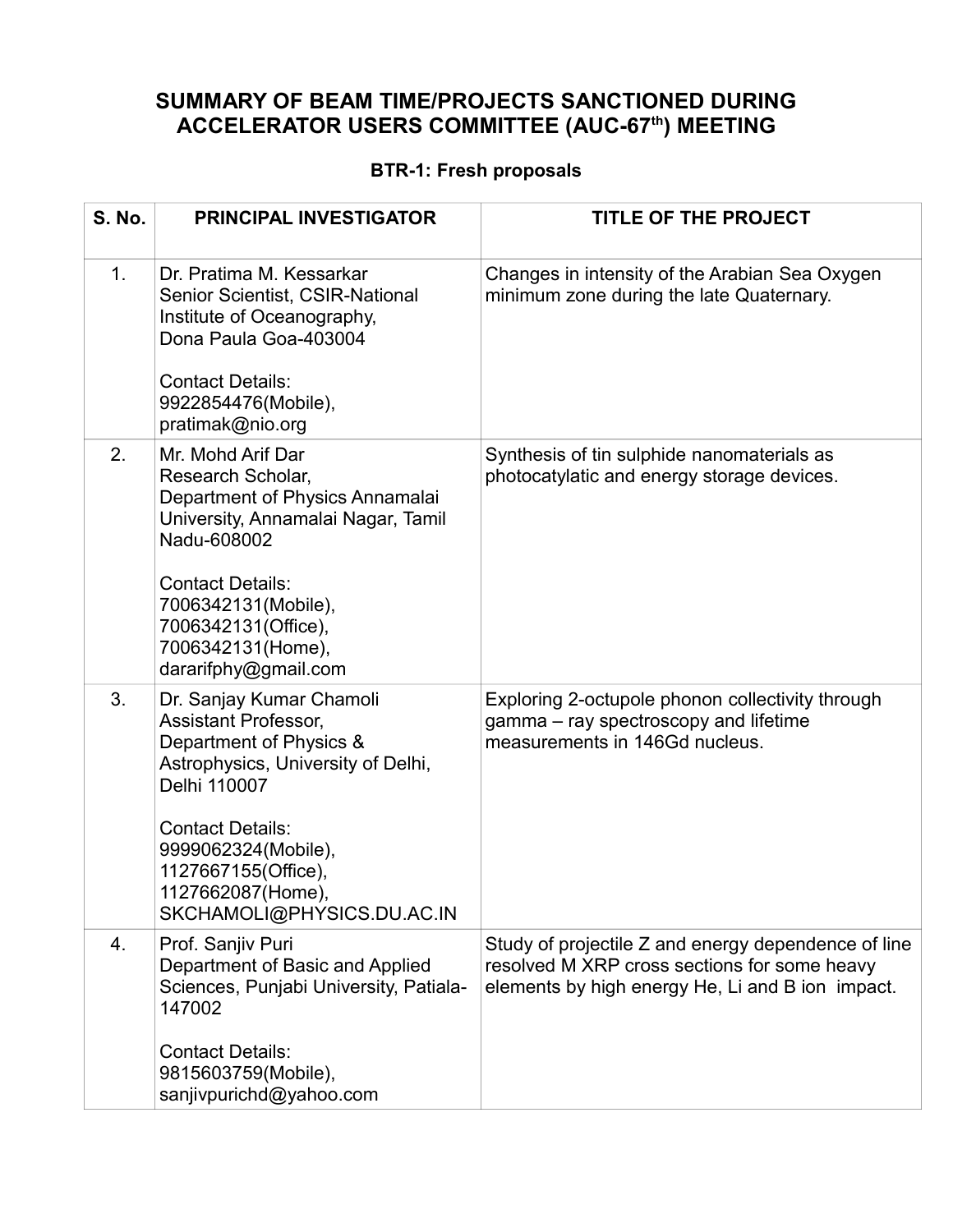# SUMMARY OF BEAM TIME/PROJECTS SANCTIONED DURING ACCELERATOR USERS COMMITTEE (AUC-67th) MEETING

### BTR-1: Fresh proposals

| S. No. | PRINCIPAL INVESTIGATOR | TITLE OF THE PROJECT |
|---|---|---|
| 1. | Dr. Pratima M. Kessarkar<br>Senior Scientist, CSIR-National Institute of Oceanography,<br>Dona Paula Goa-403004<br><br>Contact Details:<br>9922854476(Mobile),<br>pratimak@nio.org | Changes in intensity of the Arabian Sea Oxygen minimum zone during the late Quaternary. |
| 2. | Mr. Mohd Arif Dar<br>Research Scholar,<br>Department of Physics Annamalai University, Annamalai Nagar, Tamil Nadu-608002<br><br>Contact Details:<br>7006342131(Mobile),<br>7006342131(Office),<br>7006342131(Home),<br>dararifphy@gmail.com | Synthesis of tin sulphide nanomaterials as photocatylatic and energy storage devices. |
| 3. | Dr. Sanjay Kumar Chamoli<br>Assistant Professor,<br>Department of Physics & Astrophysics, University of Delhi, Delhi 110007<br><br>Contact Details:<br>9999062324(Mobile),<br>1127667155(Office),<br>1127662087(Home),<br>SKCHAMOLI@PHYSICS.DU.AC.IN | Exploring 2-octupole phonon collectivity through gamma – ray spectroscopy and lifetime measurements in 146Gd nucleus. |
| 4. | Prof. Sanjiv Puri<br>Department of Basic and Applied Sciences, Punjabi University, Patiala-147002<br><br>Contact Details:<br>9815603759(Mobile),<br>sanjivpurichd@yahoo.com | Study of projectile Z and energy dependence of line resolved M XRP cross sections for some heavy elements by high energy He, Li and B ion impact. |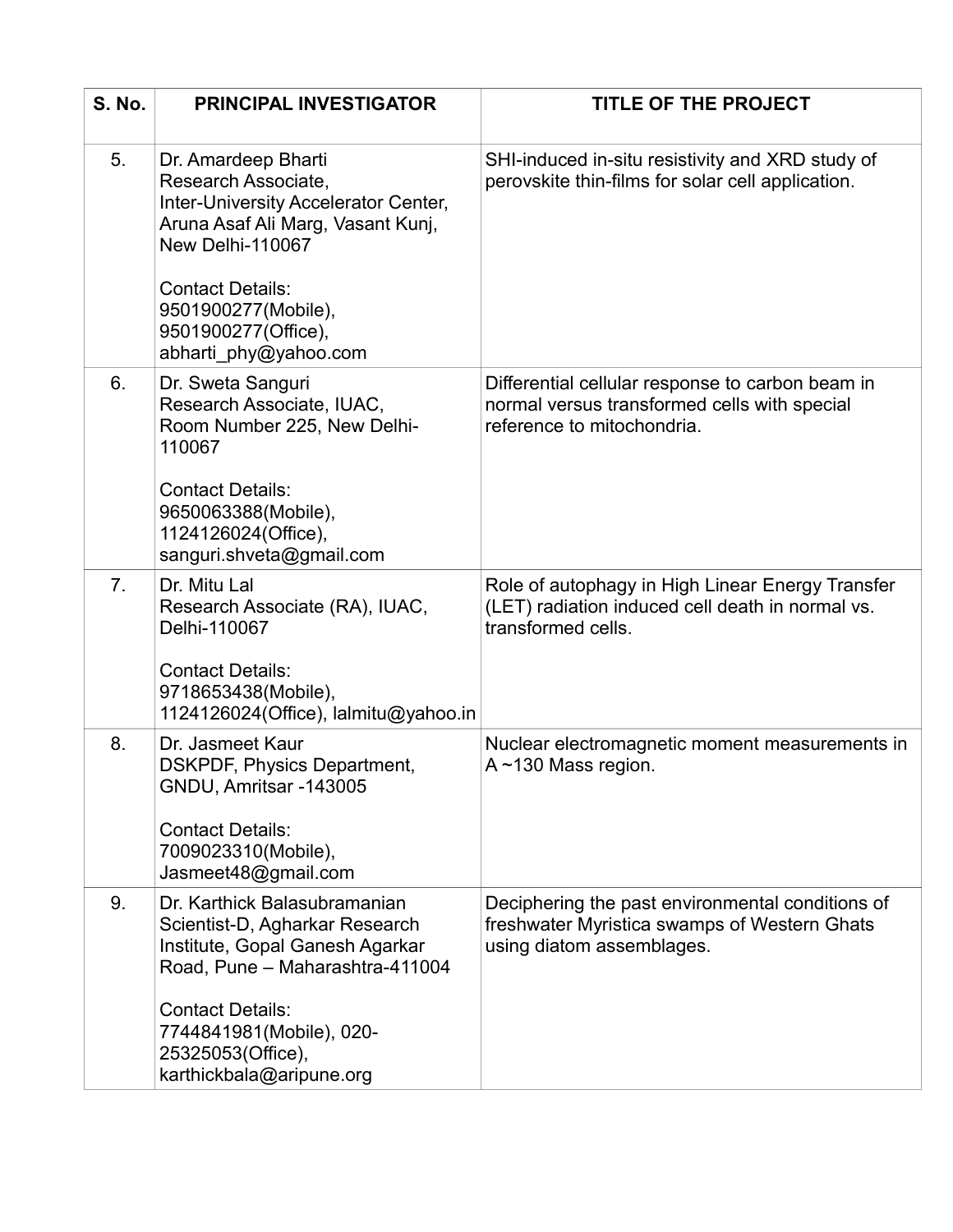| S. No. | PRINCIPAL INVESTIGATOR | TITLE OF THE PROJECT |
|---|---|---|
| 5. | Dr. Amardeep Bharti<br>Research Associate,<br>Inter-University Accelerator Center,<br>Aruna Asaf Ali Marg, Vasant Kunj,<br>New Delhi-110067<br><br>Contact Details:<br>9501900277(Mobile),<br>9501900277(Office),<br>abharti_phy@yahoo.com | SHI-induced in-situ resistivity and XRD study of perovskite thin-films for solar cell application. |
| 6. | Dr. Sweta Sanguri<br>Research Associate, IUAC,<br>Room Number 225, New Delhi-110067<br><br>Contact Details:<br>9650063388(Mobile),<br>1124126024(Office),<br>sanguri.shveta@gmail.com | Differential cellular response to carbon beam in normal versus transformed cells with special reference to mitochondria. |
| 7. | Dr. Mitu Lal<br>Research Associate (RA), IUAC,<br>Delhi-110067<br><br>Contact Details:<br>9718653438(Mobile),<br>1124126024(Office), lalmitu@yahoo.in | Role of autophagy in High Linear Energy Transfer (LET) radiation induced cell death in normal vs. transformed cells. |
| 8. | Dr. Jasmeet Kaur<br>DSKPDF, Physics Department,<br>GNDU, Amritsar -143005<br><br>Contact Details:<br>7009023310(Mobile),<br>Jasmeet48@gmail.com | Nuclear electromagnetic moment measurements in A ~130 Mass region. |
| 9. | Dr. Karthick Balasubramanian<br>Scientist-D, Agharkar Research Institute, Gopal Ganesh Agarkar Road, Pune – Maharashtra-411004<br><br>Contact Details:<br>7744841981(Mobile), 020-25325053(Office),<br>karthickbala@aripune.org | Deciphering the past environmental conditions of freshwater Myristica swamps of Western Ghats using diatom assemblages. |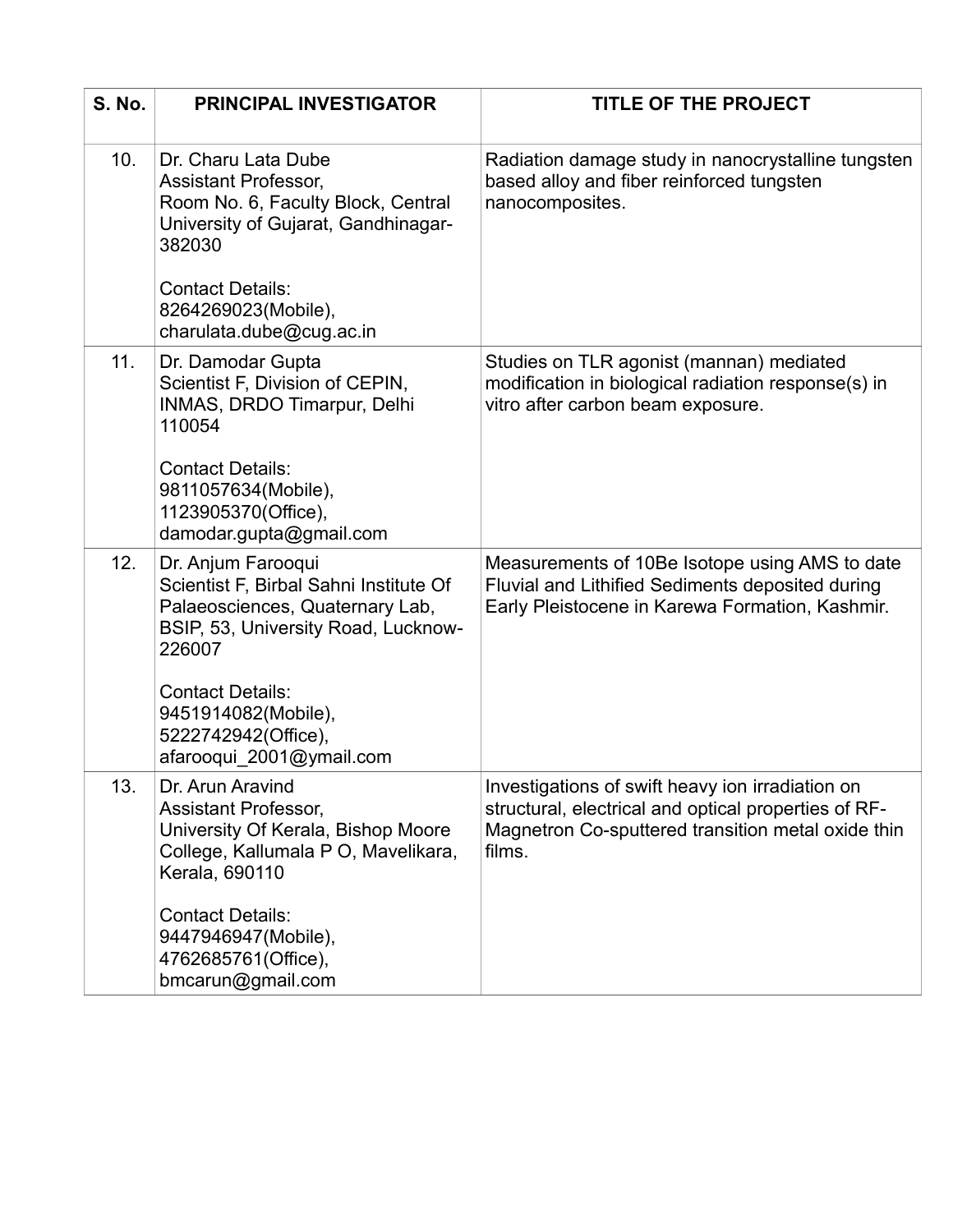| S. No. | PRINCIPAL INVESTIGATOR | TITLE OF THE PROJECT |
|---|---|---|
| 10. | Dr. Charu Lata Dube<br>Assistant Professor,<br>Room No. 6, Faculty Block, Central University of Gujarat, Gandhinagar-382030<br><br>Contact Details:<br>8264269023(Mobile),<br>charulata.dube@cug.ac.in | Radiation damage study in nanocrystalline tungsten based alloy and fiber reinforced tungsten nanocomposites. |
| 11. | Dr. Damodar Gupta<br>Scientist F, Division of CEPIN, INMAS, DRDO Timarpur, Delhi 110054<br><br>Contact Details:<br>9811057634(Mobile),<br>1123905370(Office),<br>damodar.gupta@gmail.com | Studies on TLR agonist (mannan) mediated modification in biological radiation response(s) in vitro after carbon beam exposure. |
| 12. | Dr. Anjum Farooqui<br>Scientist F, Birbal Sahni Institute Of Palaeosciences, Quaternary Lab, BSIP, 53, University Road, Lucknow-226007<br><br>Contact Details:<br>9451914082(Mobile),<br>5222742942(Office),<br>afarooqui_2001@ymail.com | Measurements of 10Be Isotope using AMS to date Fluvial and Lithified Sediments deposited during Early Pleistocene in Karewa Formation, Kashmir. |
| 13. | Dr. Arun Aravind<br>Assistant Professor,<br>University Of Kerala, Bishop Moore College, Kallumala P O, Mavelikara, Kerala, 690110<br><br>Contact Details:<br>9447946947(Mobile),<br>4762685761(Office),<br>bmcarun@gmail.com | Investigations of swift heavy ion irradiation on structural, electrical and optical properties of RF-Magnetron Co-sputtered transition metal oxide thin films. |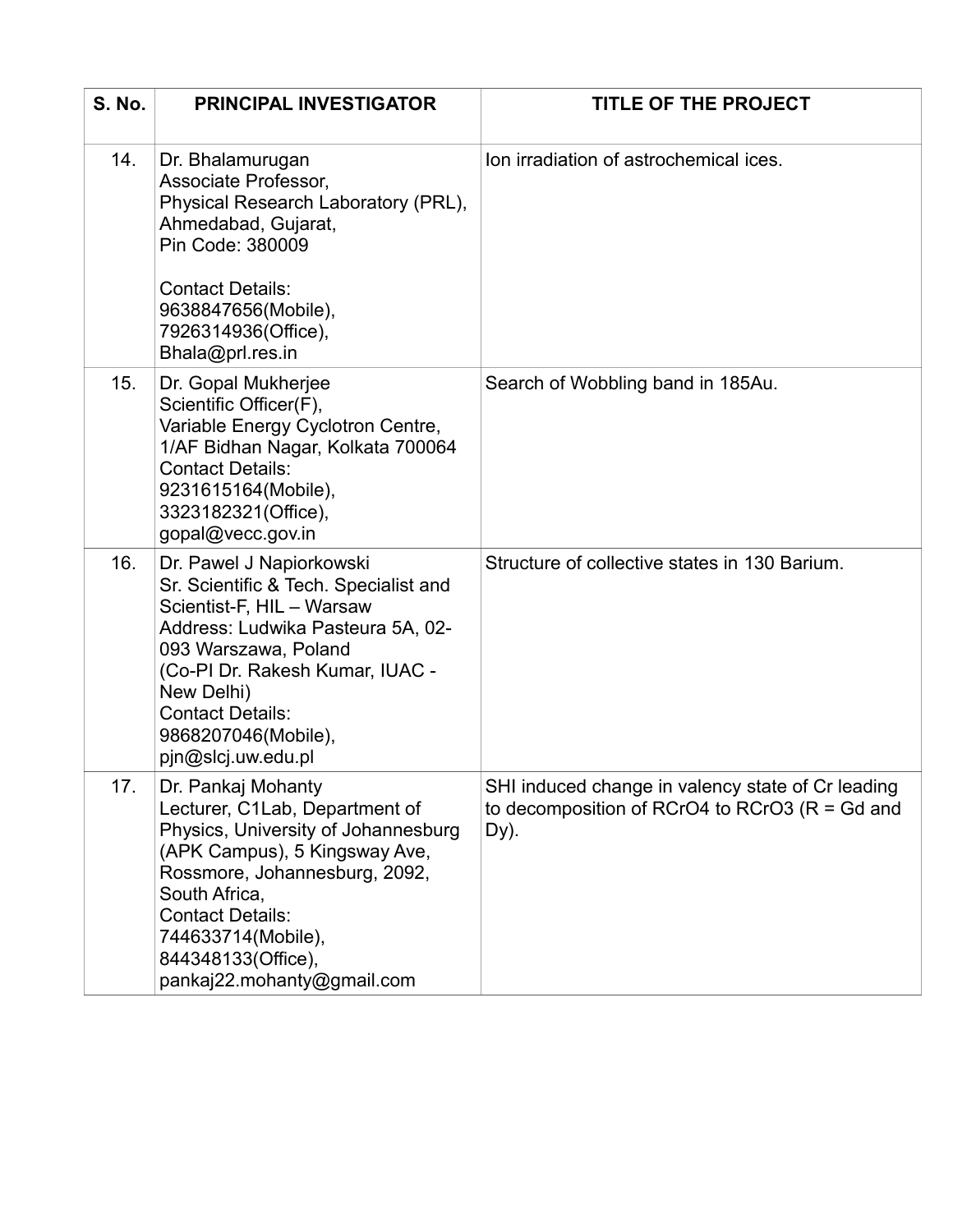| S. No. | PRINCIPAL INVESTIGATOR | TITLE OF THE PROJECT |
|---|---|---|
| 14. | Dr. Bhalamurugan<br>Associate Professor,<br>Physical Research Laboratory (PRL),<br>Ahmedabad, Gujarat,<br>Pin Code: 380009<br><br>Contact Details:<br>9638847656(Mobile),<br>7926314936(Office),<br>Bhala@prl.res.in | Ion irradiation of astrochemical ices. |
| 15. | Dr. Gopal Mukherjee<br>Scientific Officer(F),<br>Variable Energy Cyclotron Centre,<br>1/AF Bidhan Nagar, Kolkata 700064<br>Contact Details:<br>9231615164(Mobile),<br>3323182321(Office),<br>gopal@vecc.gov.in | Search of Wobbling band in 185Au. |
| 16. | Dr. Pawel J Napiorkowski<br>Sr. Scientific & Tech. Specialist and Scientist-F, HIL – Warsaw<br>Address: Ludwika Pasteura 5A, 02-093 Warszawa, Poland<br>(Co-PI Dr. Rakesh Kumar, IUAC - New Delhi)<br>Contact Details:<br>9868207046(Mobile),<br>pjn@slcj.uw.edu.pl | Structure of collective states in 130 Barium. |
| 17. | Dr. Pankaj Mohanty<br>Lecturer, C1Lab, Department of Physics, University of Johannesburg (APK Campus), 5 Kingsway Ave, Rossmore, Johannesburg, 2092, South Africa,<br>Contact Details:<br>744633714(Mobile),<br>844348133(Office),<br>pankaj22.mohanty@gmail.com | SHI induced change in valency state of Cr leading to decomposition of $RCrO_4$ to $RCrO_3$ (R = Gd and Dy). |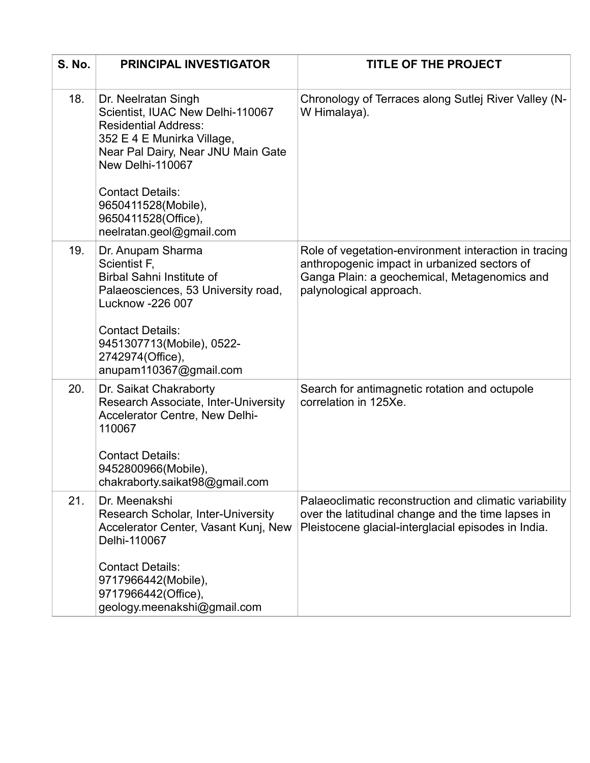| S. No. | PRINCIPAL INVESTIGATOR | TITLE OF THE PROJECT |
|---|---|---|
| 18. | Dr. Neelratan Singh<br>Scientist, IUAC New Delhi-110067<br>Residential Address:<br>352 E 4 E Munirka Village,<br>Near Pal Dairy, Near JNU Main Gate<br>New Delhi-110067<br><br>Contact Details:<br>9650411528(Mobile),<br>9650411528(Office),<br>neelratan.geol@gmail.com | Chronology of Terraces along Sutlej River Valley (N-W Himalaya). |
| 19. | Dr. Anupam Sharma<br>Scientist F,<br>Birbal Sahni Institute of Palaeosciences, 53 University road, Lucknow -226 007<br><br>Contact Details:<br>9451307713(Mobile), 0522-2742974(Office),<br>anupam110367@gmail.com | Role of vegetation-environment interaction in tracing anthropogenic impact in urbanized sectors of Ganga Plain: a geochemical, Metagenomics and palynological approach. |
| 20. | Dr. Saikat Chakraborty<br>Research Associate, Inter-University Accelerator Centre, New Delhi-110067<br><br>Contact Details:<br>9452800966(Mobile),<br>chakraborty.saikat98@gmail.com | Search for antimagnetic rotation and octupole correlation in 125Xe. |
| 21. | Dr. Meenakshi<br>Research Scholar, Inter-University Accelerator Center, Vasant Kunj, New Delhi-110067<br><br>Contact Details:<br>9717966442(Mobile),<br>9717966442(Office),<br>geology.meenakshi@gmail.com | Palaeoclimatic reconstruction and climatic variability over the latitudinal change and the time lapses in Pleistocene glacial-interglacial episodes in India. |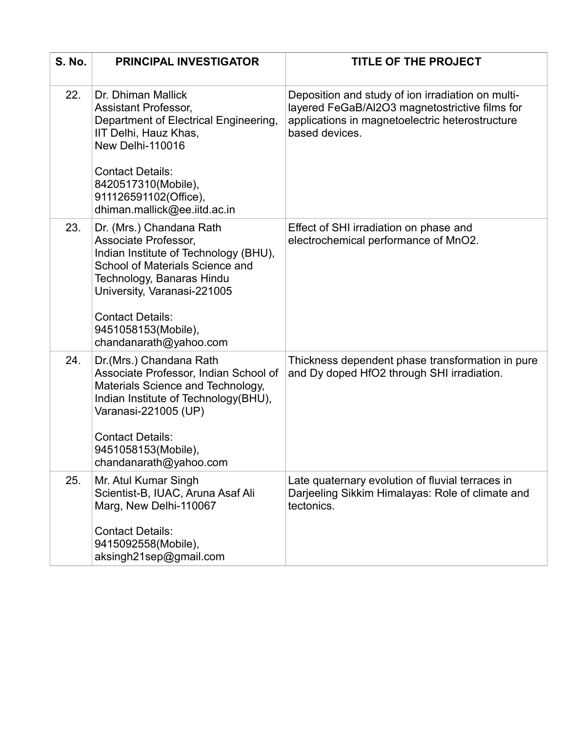| S. No. | PRINCIPAL INVESTIGATOR | TITLE OF THE PROJECT |
|---|---|---|
| 22. | Dr. Dhiman Mallick<br>Assistant Professor,<br>Department of Electrical Engineering, IIT Delhi, Hauz Khas,<br>New Delhi-110016<br><br>Contact Details:<br>8420517310(Mobile),<br>911126591102(Office),<br>dhiman.mallick@ee.iitd.ac.in | Deposition and study of ion irradiation on multi-layered FeGaB/$Al_2O_3$ magnetostrictive films for applications in magnetoelectric heterostructure based devices. |
| 23. | Dr. (Mrs.) Chandana Rath<br>Associate Professor,<br>Indian Institute of Technology (BHU), School of Materials Science and Technology, Banaras Hindu University, Varanasi-221005<br><br>Contact Details:<br>9451058153(Mobile),<br>chandanarath@yahoo.com | Effect of SHI irradiation on phase and electrochemical performance of $MnO_2$. |
| 24. | Dr.(Mrs.) Chandana Rath<br>Associate Professor, Indian School of Materials Science and Technology, Indian Institute of Technology(BHU), Varanasi-221005 (UP)<br><br>Contact Details:<br>9451058153(Mobile),<br>chandanarath@yahoo.com | Thickness dependent phase transformation in pure and Dy doped $HfO_2$ through SHI irradiation. |
| 25. | Mr. Atul Kumar Singh<br>Scientist-B, IUAC, Aruna Asaf Ali Marg, New Delhi-110067<br><br>Contact Details:<br>9415092558(Mobile),<br>aksingh21sep@gmail.com | Late quaternary evolution of fluvial terraces in Darjeeling Sikkim Himalayas: Role of climate and tectonics. |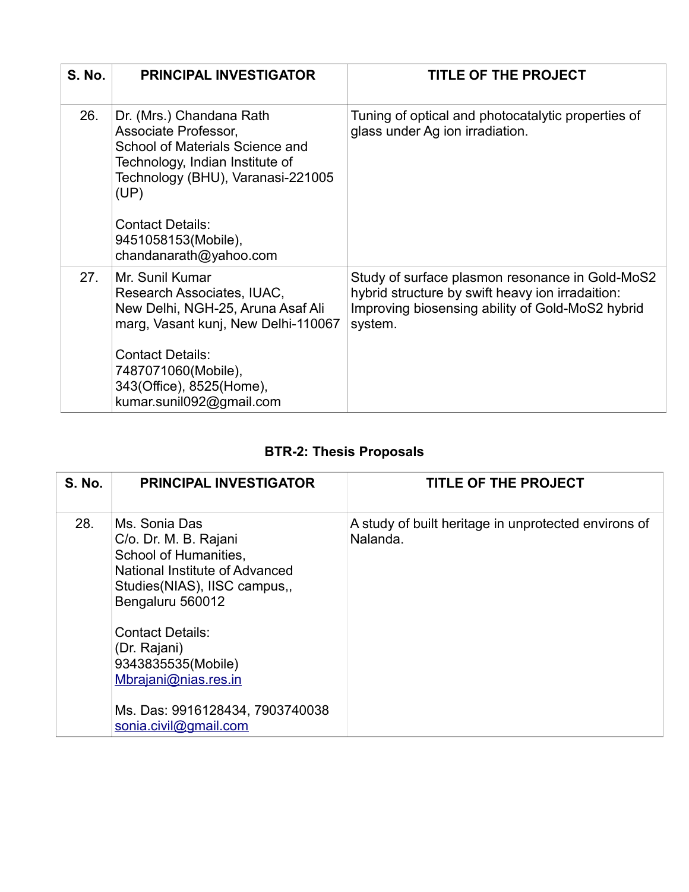| S. No. | PRINCIPAL INVESTIGATOR | TITLE OF THE PROJECT |
|---|---|---|
| 26. | Dr. (Mrs.) Chandana Rath<br>Associate Professor,<br>School of Materials Science and Technology, Indian Institute of Technology (BHU), Varanasi-221005 (UP)<br><br>Contact Details:<br>9451058153(Mobile),<br>chandanarath@yahoo.com | Tuning of optical and photocatalytic properties of glass under Ag ion irradiation. |
| 27. | Mr. Sunil Kumar<br>Research Associates, IUAC,<br>New Delhi, NGH-25, Aruna Asaf Ali marg, Vasant kunj, New Delhi-110067<br><br>Contact Details:<br>7487071060(Mobile),<br>343(Office), 8525(Home),<br>kumar.sunil092@gmail.com | Study of surface plasmon resonance in Gold-MoS2 hybrid structure by swift heavy ion irradaition: Improving biosensing ability of Gold-MoS2 hybrid system. |

## BTR-2: Thesis Proposals

| S. No. | PRINCIPAL INVESTIGATOR | TITLE OF THE PROJECT |
|---|---|---|
| 28. | Ms. Sonia Das<br>C/o. Dr. M. B. Rajani<br>School of Humanities,<br>National Institute of Advanced Studies(NIAS), IISC campus,,<br>Bengaluru 560012<br><br>Contact Details:<br>(Dr. Rajani)<br>9343835535(Mobile)<br>Mbrajani@nias.res.in<br><br>Ms. Das: 9916128434, 7903740038<br>sonia.civil@gmail.com | A study of built heritage in unprotected environs of Nalanda. |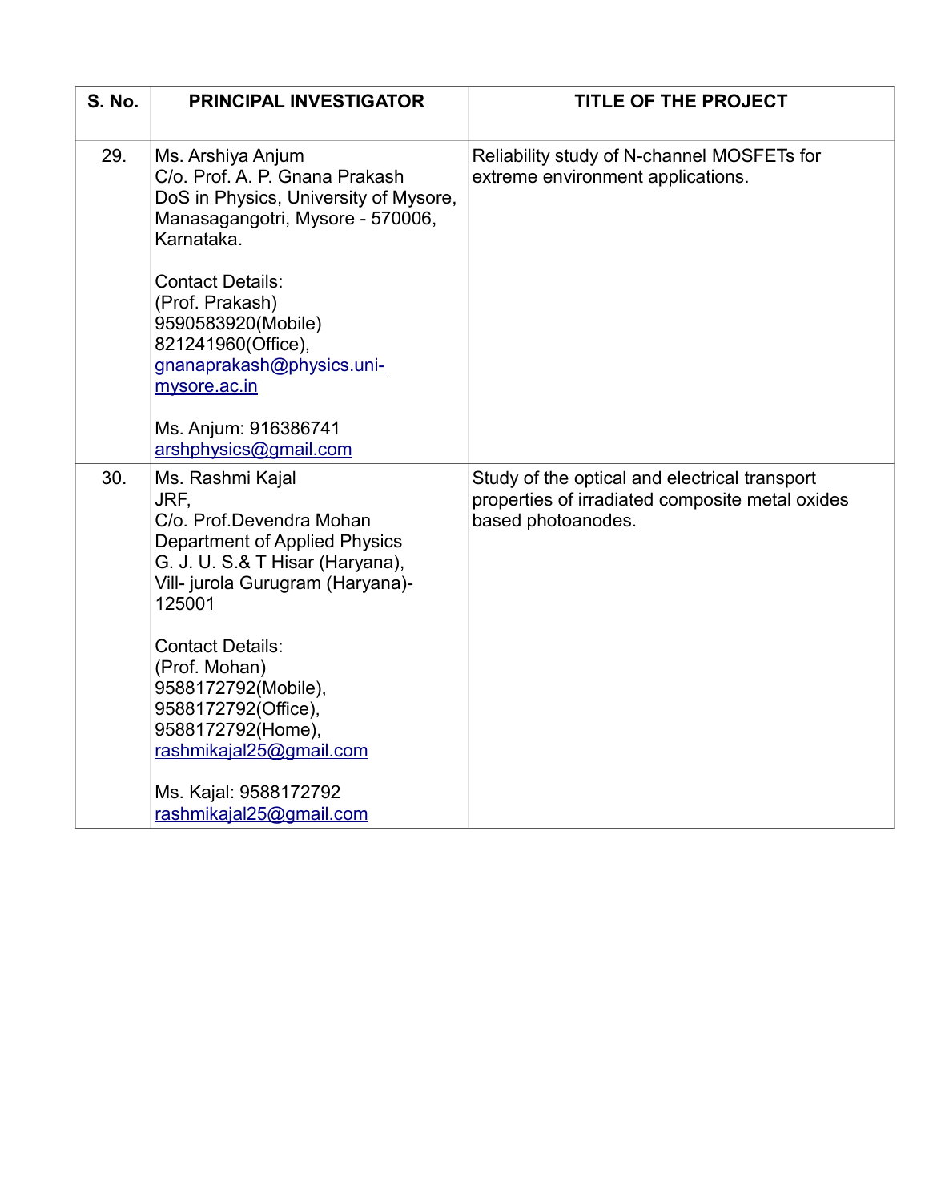| S. No. | PRINCIPAL INVESTIGATOR | TITLE OF THE PROJECT |
|---|---|---|
| 29. | Ms. Arshiya Anjum<br>C/o. Prof. A. P. Gnana Prakash<br>DoS in Physics, University of Mysore, Manasagangotri, Mysore - 570006, Karnataka.<br><br>Contact Details:<br>(Prof. Prakash)<br>9590583920(Mobile)<br>821241960(Office),<br>gnanaprakash@physics.uni-mysore.ac.in<br><br>Ms. Anjum: 916386741<br>arshphysics@gmail.com | Reliability study of N-channel MOSFETs for extreme environment applications. |
| 30. | Ms. Rashmi Kajal<br>JRF,<br>C/o. Prof.Devendra Mohan<br>Department of Applied Physics<br>G. J. U. S.& T Hisar (Haryana), Vill- jurola Gurugram (Haryana)-125001<br><br>Contact Details:<br>(Prof. Mohan)<br>9588172792(Mobile),<br>9588172792(Office),<br>9588172792(Home),<br>rashmikajal25@gmail.com<br><br>Ms. Kajal: 9588172792<br>rashmikajal25@gmail.com | Study of the optical and electrical transport properties of irradiated composite metal oxides based photoanodes. |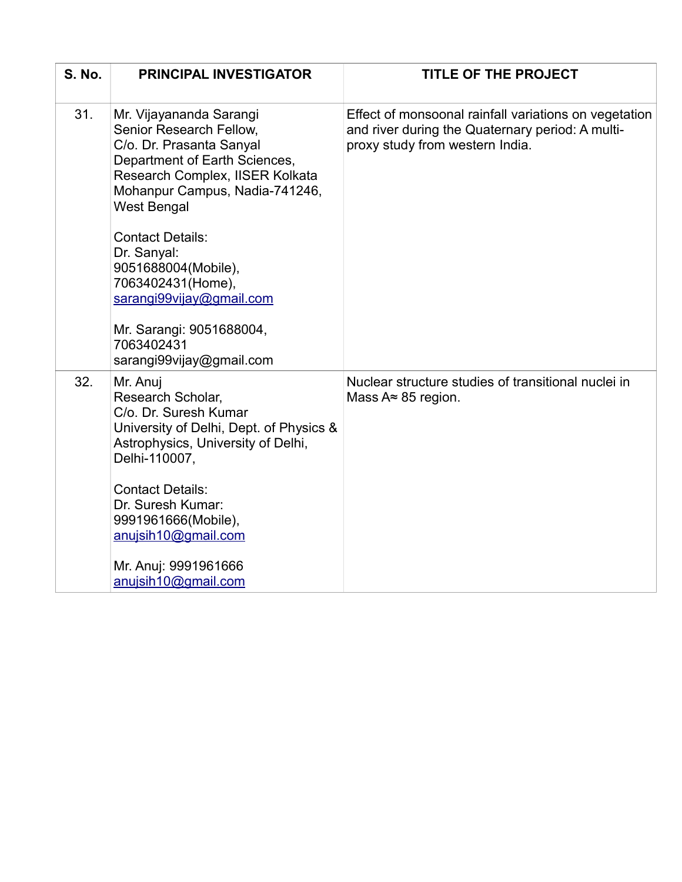| S. No. | PRINCIPAL INVESTIGATOR | TITLE OF THE PROJECT |
|---|---|---|
| 31. | Mr. Vijayananda Sarangi<br>Senior Research Fellow,<br>C/o. Dr. Prasanta Sanyal<br>Department of Earth Sciences,<br>Research Complex, IISER Kolkata<br>Mohanpur Campus, Nadia-741246,<br>West Bengal<br><br>Contact Details:<br>Dr. Sanyal:<br>9051688004(Mobile),<br>7063402431(Home),<br>sarangi99vijay@gmail.com<br><br>Mr. Sarangi: 9051688004,<br>7063402431<br>sarangi99vijay@gmail.com | Effect of monsoonal rainfall variations on vegetation and river during the Quaternary period: A multi-proxy study from western India. |
| 32. | Mr. Anuj<br>Research Scholar,<br>C/o. Dr. Suresh Kumar<br>University of Delhi, Dept. of Physics & Astrophysics, University of Delhi,<br>Delhi-110007,<br><br>Contact Details:<br>Dr. Suresh Kumar:<br>9991961666(Mobile),<br>anujsih10@gmail.com<br><br>Mr. Anuj: 9991961666<br>anujsih10@gmail.com | Nuclear structure studies of transitional nuclei in Mass $A \approx 85$ region. |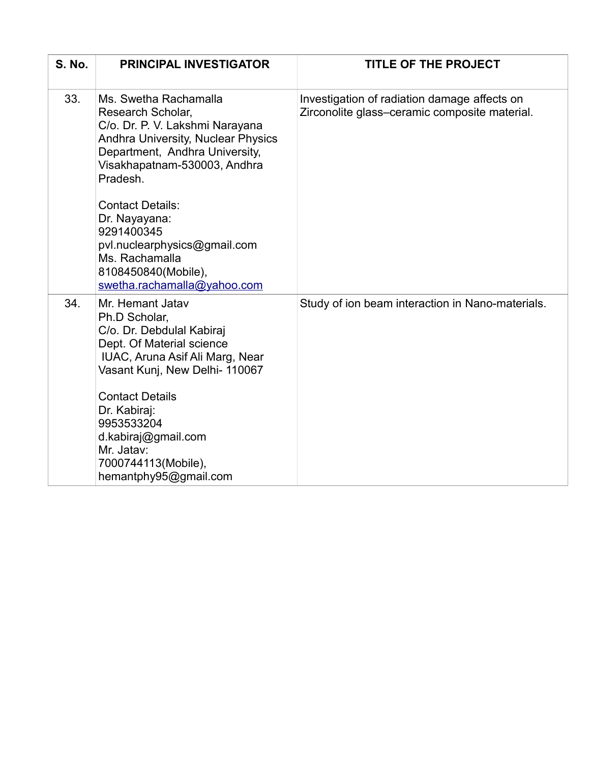| S. No. | PRINCIPAL INVESTIGATOR | TITLE OF THE PROJECT |
|---|---|---|
| 33. | Ms. Swetha Rachamalla<br>Research Scholar,<br>C/o. Dr. P. V. Lakshmi Narayana<br>Andhra University, Nuclear Physics Department, Andhra University, Visakhapatnam-530003, Andhra Pradesh.<br><br>Contact Details:<br>Dr. Nayayana:<br>9291400345<br>pvl.nuclearphysics@gmail.com<br>Ms. Rachamalla<br>8108450840(Mobile),<br>swetha.rachamalla@yahoo.com | Investigation of radiation damage affects on Zirconolite glass–ceramic composite material. |
| 34. | Mr. Hemant Jatav<br>Ph.D Scholar,<br>C/o. Dr. Debdulal Kabiraj<br>Dept. Of Material science<br>IUAC, Aruna Asif Ali Marg, Near Vasant Kunj, New Delhi- 110067<br><br>Contact Details<br>Dr. Kabiraj:<br>9953533204<br>d.kabiraj@gmail.com<br>Mr. Jatav:<br>7000744113(Mobile),<br>hemantphy95@gmail.com | Study of ion beam interaction in Nano-materials. |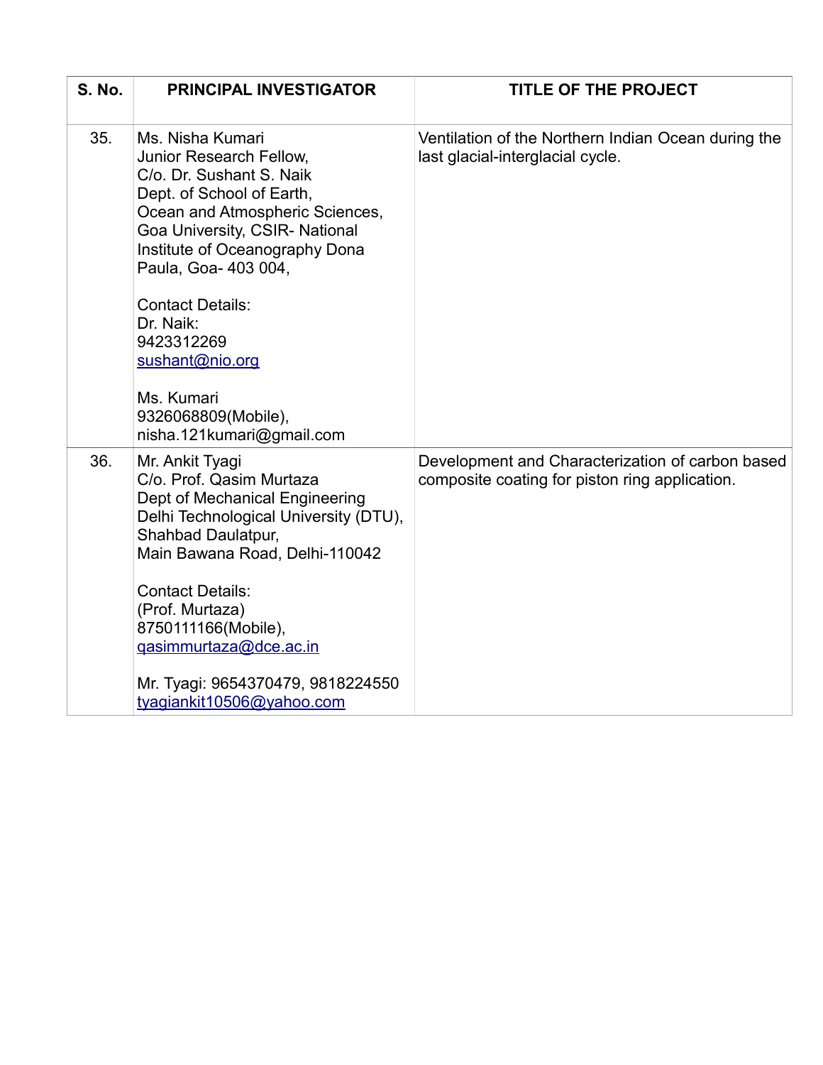| S. No. | PRINCIPAL INVESTIGATOR | TITLE OF THE PROJECT |
|---|---|---|
| 35. | Ms. Nisha Kumari<br>Junior Research Fellow,<br>C/o. Dr. Sushant S. Naik<br>Dept. of School of Earth,<br>Ocean and Atmospheric Sciences,<br>Goa University, CSIR- National Institute of Oceanography Dona Paula, Goa- 403 004,<br><br>Contact Details:<br>Dr. Naik:<br>9423312269<br>sushant@nio.org<br><br>Ms. Kumari<br>9326068809(Mobile),<br>nisha.121kumari@gmail.com | Ventilation of the Northern Indian Ocean during the last glacial-interglacial cycle. |
| 36. | Mr. Ankit Tyagi<br>C/o. Prof. Qasim Murtaza<br>Dept of Mechanical Engineering<br>Delhi Technological University (DTU),<br>Shahbad Daulatpur,<br>Main Bawana Road, Delhi-110042<br><br>Contact Details:<br>(Prof. Murtaza)<br>8750111166(Mobile),<br>qasimmurtaza@dce.ac.in<br><br>Mr. Tyagi: 9654370479, 9818224550<br>tyagiankit10506@yahoo.com | Development and Characterization of carbon based composite coating for piston ring application. |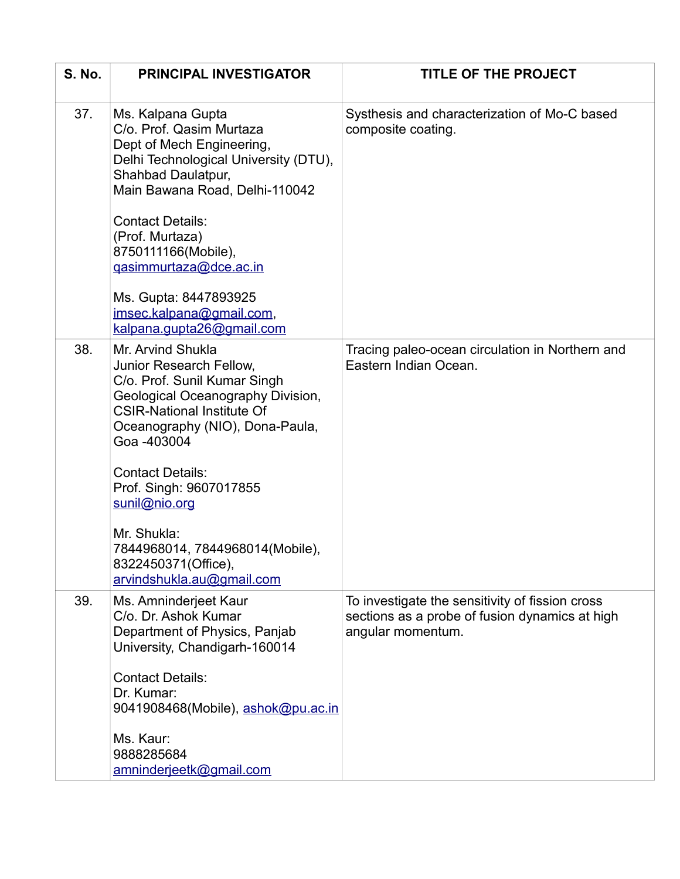| S. No. | PRINCIPAL INVESTIGATOR | TITLE OF THE PROJECT |
|---|---|---|
| 37. | Ms. Kalpana Gupta<br>C/o. Prof. Qasim Murtaza<br>Dept of Mech Engineering,<br>Delhi Technological University (DTU),<br>Shahbad Daulatpur,<br>Main Bawana Road, Delhi-110042<br><br>Contact Details:<br>(Prof. Murtaza)<br>8750111166(Mobile),<br>qasimmurtaza@dce.ac.in<br><br>Ms. Gupta: 8447893925<br>imsec.kalpana@gmail.com,<br>kalpana.gupta26@gmail.com | Systhesis and characterization of Mo-C based composite coating. |
| 38. | Mr. Arvind Shukla<br>Junior Research Fellow,<br>C/o. Prof. Sunil Kumar Singh<br>Geological Oceanography Division,<br>CSIR-National Institute Of Oceanography (NIO), Dona-Paula, Goa -403004<br><br>Contact Details:<br>Prof. Singh: 9607017855<br>sunil@nio.org<br><br>Mr. Shukla:<br>7844968014, 7844968014(Mobile),<br>8322450371(Office),<br>arvindshukla.au@gmail.com | Tracing paleo-ocean circulation in Northern and Eastern Indian Ocean. |
| 39. | Ms. Amninderjeet Kaur<br>C/o. Dr. Ashok Kumar<br>Department of Physics, Panjab University, Chandigarh-160014<br><br>Contact Details:<br>Dr. Kumar:<br>9041908468(Mobile), ashok@pu.ac.in<br><br>Ms. Kaur:<br>9888285684<br>amninderjeetk@gmail.com | To investigate the sensitivity of fission cross sections as a probe of fusion dynamics at high angular momentum. |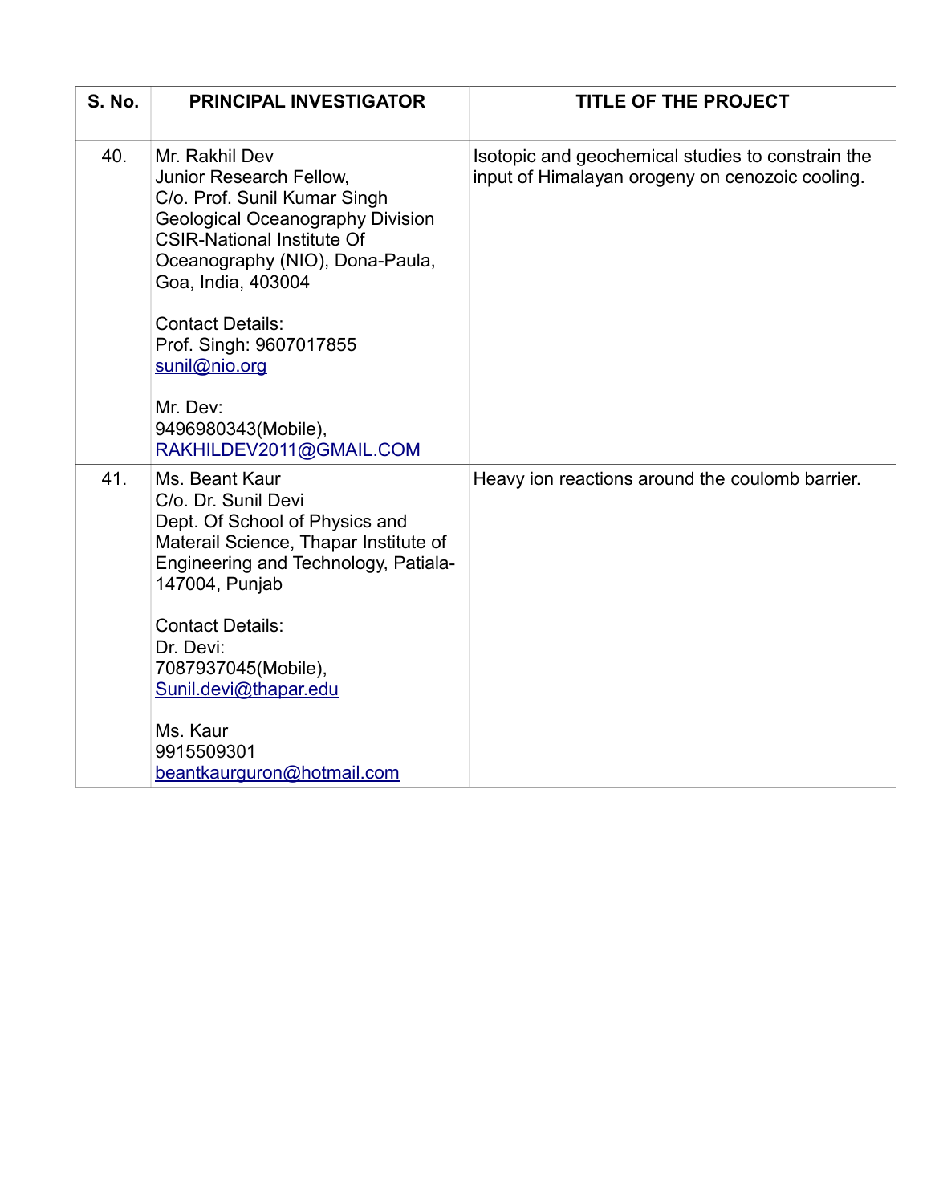| S. No. | PRINCIPAL INVESTIGATOR | TITLE OF THE PROJECT |
|---|---|---|
| 40. | Mr. Rakhil Dev<br>Junior Research Fellow,<br>C/o. Prof. Sunil Kumar Singh<br>Geological Oceanography Division<br>CSIR-National Institute Of Oceanography (NIO), Dona-Paula, Goa, India, 403004<br><br>Contact Details:<br>Prof. Singh: 9607017855<br>sunil@nio.org<br><br>Mr. Dev:<br>9496980343(Mobile),<br>RAKHILDEV2011@GMAIL.COM | Isotopic and geochemical studies to constrain the input of Himalayan orogeny on cenozoic cooling. |
| 41. | Ms. Beant Kaur<br>C/o. Dr. Sunil Devi<br>Dept. Of School of Physics and Materail Science, Thapar Institute of Engineering and Technology, Patiala-147004, Punjab<br><br>Contact Details:<br>Dr. Devi:<br>7087937045(Mobile),<br>Sunil.devi@thapar.edu<br><br>Ms. Kaur<br>9915509301<br>beantkaurguron@hotmail.com | Heavy ion reactions around the coulomb barrier. |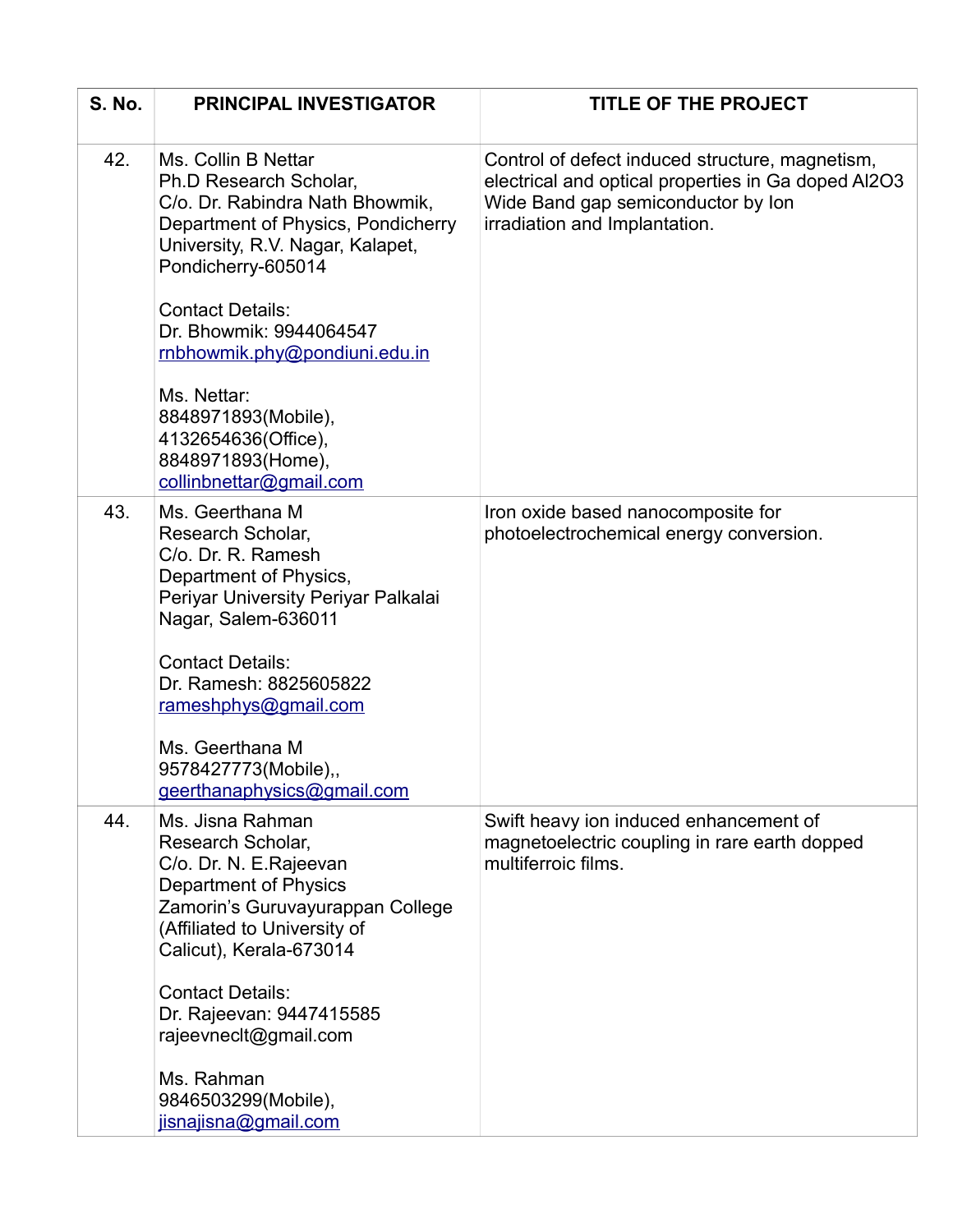| S. No. | PRINCIPAL INVESTIGATOR | TITLE OF THE PROJECT |
|---|---|---|
| 42. | Ms. Collin B Nettar<br>Ph.D Research Scholar,<br>C/o. Dr. Rabindra Nath Bhowmik,<br>Department of Physics, Pondicherry University, R.V. Nagar, Kalapet, Pondicherry-605014<br><br>Contact Details:<br>Dr. Bhowmik: 9944064547<br>rnbhowmik.phy@pondiuni.edu.in<br><br>Ms. Nettar:<br>8848971893(Mobile),<br>4132654636(Office),<br>8848971893(Home),<br>collinbnettar@gmail.com | Control of defect induced structure, magnetism, electrical and optical properties in Ga doped $Al_2O_3$ Wide Band gap semiconductor by Ion irradiation and Implantation. |
| 43. | Ms. Geerthana M<br>Research Scholar,<br>C/o. Dr. R. Ramesh<br>Department of Physics,<br>Periyar University Periyar Palkalai Nagar, Salem-636011<br><br>Contact Details:<br>Dr. Ramesh: 8825605822<br>rameshphys@gmail.com<br><br>Ms. Geerthana M<br>9578427773(Mobile),,<br>geerthanaphysics@gmail.com | Iron oxide based nanocomposite for photoelectrochemical energy conversion. |
| 44. | Ms. Jisna Rahman<br>Research Scholar,<br>C/o. Dr. N. E.Rajeevan<br>Department of Physics<br>Zamorin's Guruvayurappan College (Affiliated to University of Calicut), Kerala-673014<br><br>Contact Details:<br>Dr. Rajeevan: 9447415585<br>rajeevneclt@gmail.com<br><br>Ms. Rahman<br>9846503299(Mobile),<br>jisnajisna@gmail.com | Swift heavy ion induced enhancement of magnetoelectric coupling in rare earth dopped multiferroic films. |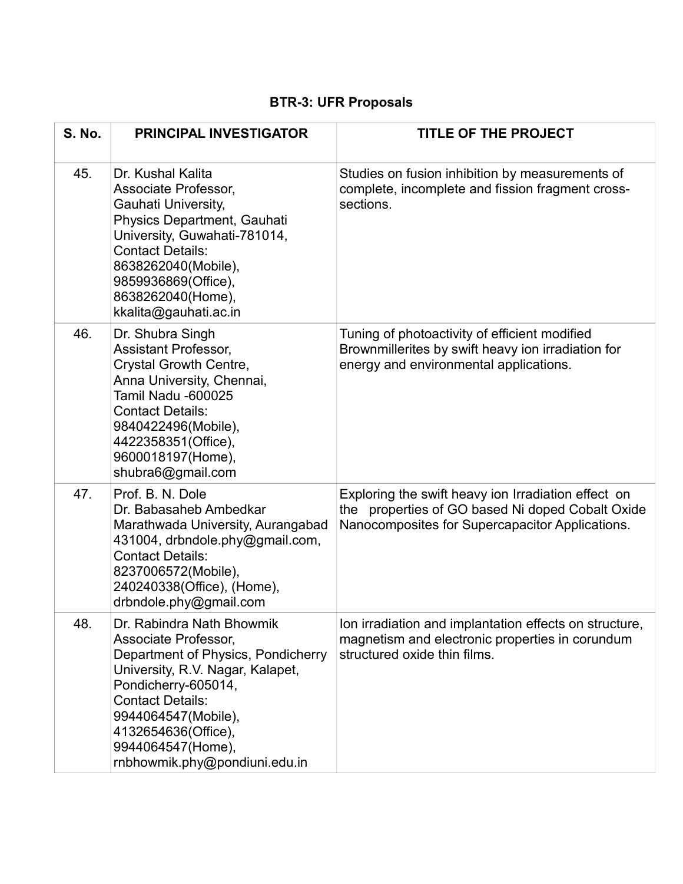## BTR-3: UFR Proposals

| S. No. | PRINCIPAL INVESTIGATOR | TITLE OF THE PROJECT |
|---|---|---|
| 45. | Dr. Kushal Kalita<br>Associate Professor,<br>Gauhati University,<br>Physics Department, Gauhati University, Guwahati-781014,<br>Contact Details:<br>8638262040(Mobile),<br>9859936869(Office),<br>8638262040(Home),<br>kkalita@gauhati.ac.in | Studies on fusion inhibition by measurements of complete, incomplete and fission fragment cross-sections. |
| 46. | Dr. Shubra Singh<br>Assistant Professor,<br>Crystal Growth Centre,<br>Anna University, Chennai,<br>Tamil Nadu -600025<br>Contact Details:<br>9840422496(Mobile),<br>4422358351(Office),<br>9600018197(Home),<br>shubra6@gmail.com | Tuning of photoactivity of efficient modified Brownmillerites by swift heavy ion irradiation for energy and environmental applications. |
| 47. | Prof. B. N. Dole<br>Dr. Babasaheb Ambedkar Marathwada University, Aurangabad 431004, drbndole.phy@gmail.com,<br>Contact Details:<br>8237006572(Mobile),<br>240240338(Office), (Home),<br>drbndole.phy@gmail.com | Exploring the swift heavy ion Irradiation effect on the properties of GO based Ni doped Cobalt Oxide Nanocomposites for Supercapacitor Applications. |
| 48. | Dr. Rabindra Nath Bhowmik<br>Associate Professor,<br>Department of Physics, Pondicherry University, R.V. Nagar, Kalapet, Pondicherry-605014,<br>Contact Details:<br>9944064547(Mobile),<br>4132654636(Office),<br>9944064547(Home),<br>rnbhowmik.phy@pondiuni.edu.in | Ion irradiation and implantation effects on structure, magnetism and electronic properties in corundum structured oxide thin films. |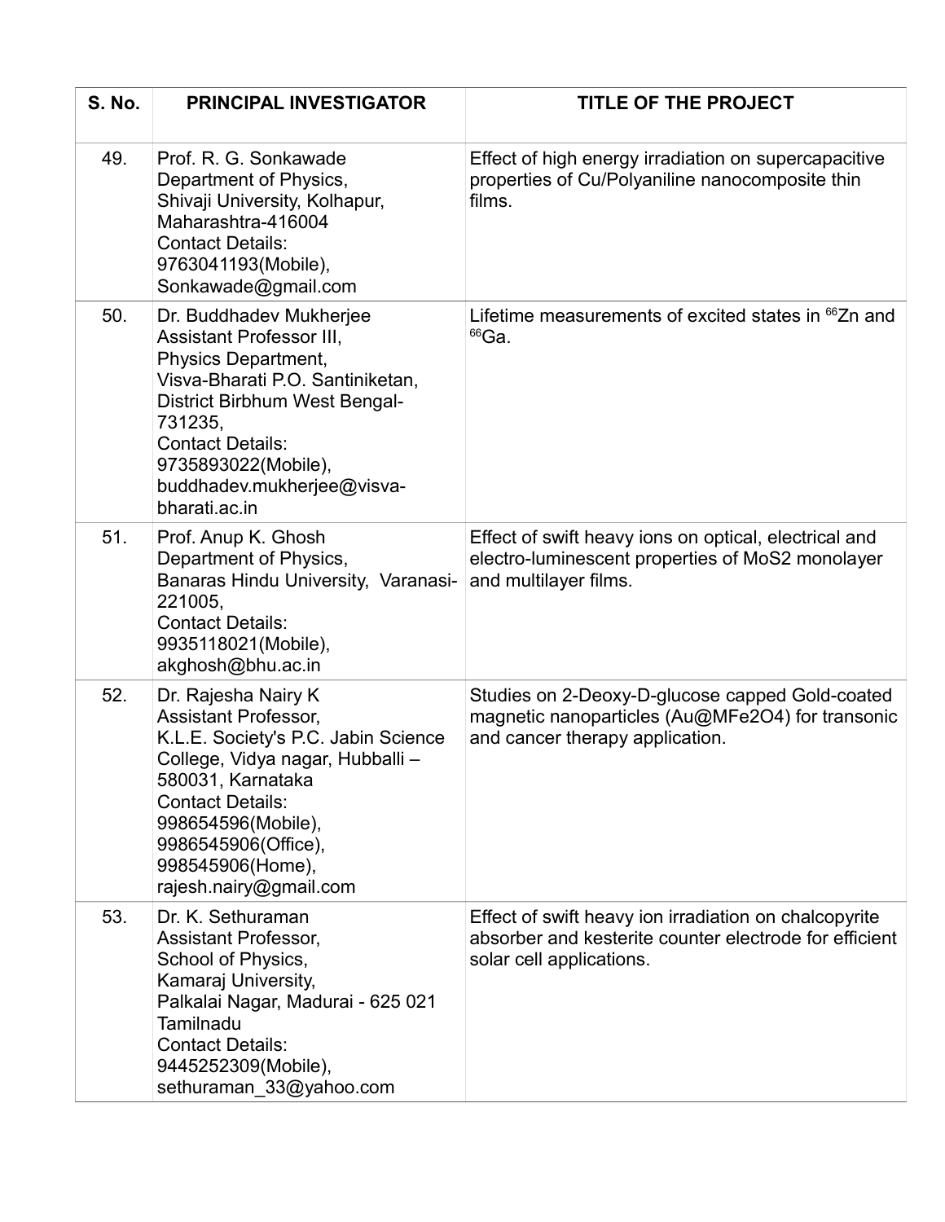| S. No. | PRINCIPAL INVESTIGATOR | TITLE OF THE PROJECT |
|---|---|---|
| 49. | Prof. R. G. Sonkawade<br>Department of Physics,<br>Shivaji University, Kolhapur,<br>Maharashtra-416004<br>Contact Details:<br>9763041193(Mobile),<br>Sonkawade@gmail.com | Effect of high energy irradiation on supercapacitive properties of Cu/Polyaniline nanocomposite thin films. |
| 50. | Dr. Buddhadev Mukherjee<br>Assistant Professor III,<br>Physics Department,<br>Visva-Bharati P.O. Santiniketan,<br>District Birbhum West Bengal-731235,<br>Contact Details:<br>9735893022(Mobile),<br>buddhadev.mukherjee@visva-bharati.ac.in | Lifetime measurements of excited states in $^{66}$Zn and $^{66}$Ga. |
| 51. | Prof. Anup K. Ghosh<br>Department of Physics,<br>Banaras Hindu University, Varanasi-221005,<br>Contact Details:<br>9935118021(Mobile),<br>akghosh@bhu.ac.in | Effect of swift heavy ions on optical, electrical and electro-luminescent properties of MoS2 monolayer and multilayer films. |
| 52. | Dr. Rajesha Nairy K<br>Assistant Professor,<br>K.L.E. Society's P.C. Jabin Science College, Vidya nagar, Hubballi – 580031, Karnataka<br>Contact Details:<br>998654596(Mobile),<br>9986545906(Office),<br>998545906(Home),<br>rajesh.nairy@gmail.com | Studies on 2-Deoxy-D-glucose capped Gold-coated magnetic nanoparticles (Au@MFe2O4) for transonic and cancer therapy application. |
| 53. | Dr. K. Sethuraman<br>Assistant Professor,<br>School of Physics,<br>Kamaraj University,<br>Palkalai Nagar, Madurai - 625 021<br>Tamilnadu<br>Contact Details:<br>9445252309(Mobile),<br>sethuraman_33@yahoo.com | Effect of swift heavy ion irradiation on chalcopyrite absorber and kesterite counter electrode for efficient solar cell applications. |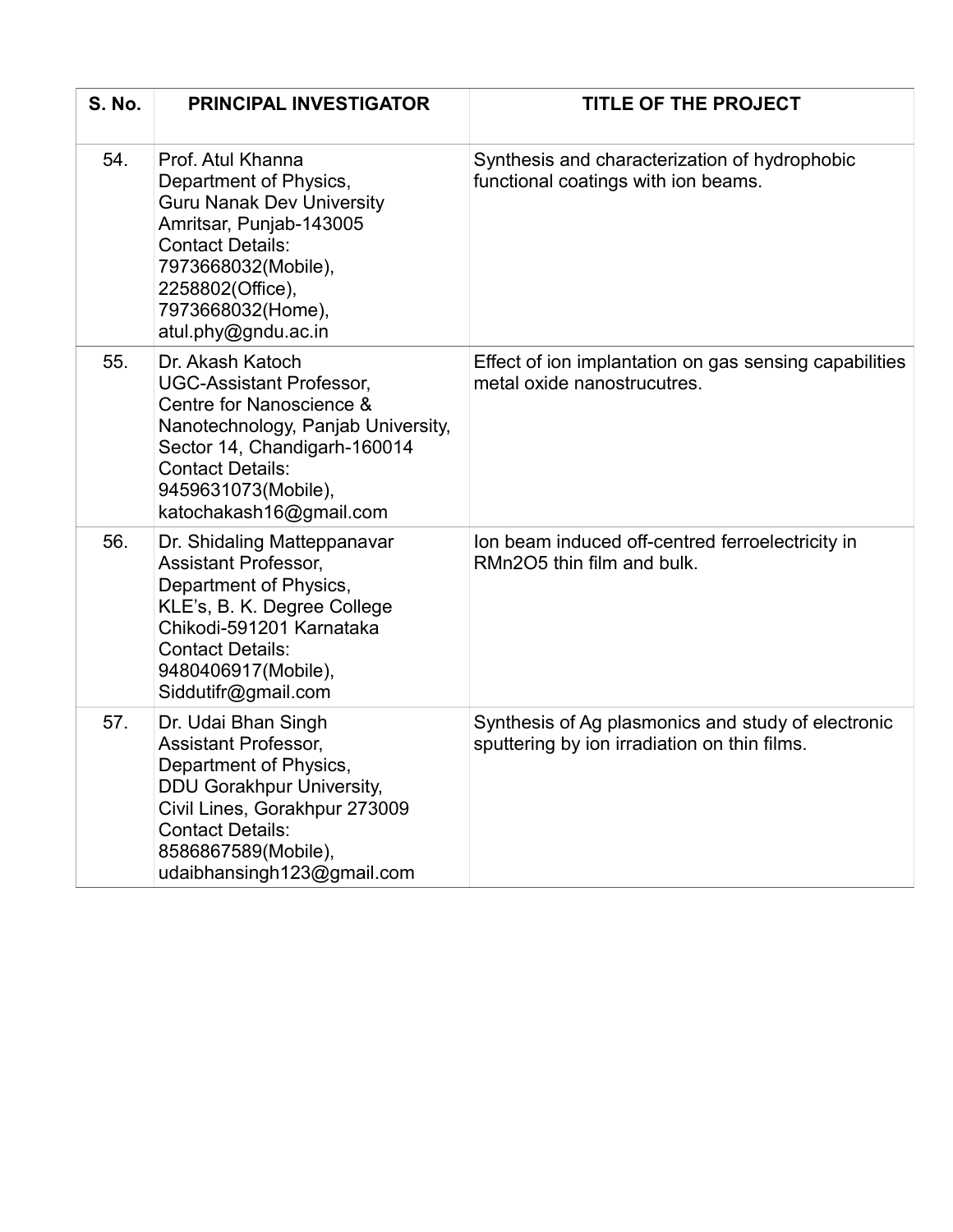| S. No. | PRINCIPAL INVESTIGATOR | TITLE OF THE PROJECT |
|---|---|---|
| 54. | Prof. Atul Khanna<br>Department of Physics,<br>Guru Nanak Dev University<br>Amritsar, Punjab-143005<br>Contact Details:<br>7973668032(Mobile),<br>2258802(Office),<br>7973668032(Home),<br>atul.phy@gndu.ac.in | Synthesis and characterization of hydrophobic functional coatings with ion beams. |
| 55. | Dr. Akash Katoch<br>UGC-Assistant Professor,<br>Centre for Nanoscience & Nanotechnology, Panjab University, Sector 14, Chandigarh-160014<br>Contact Details:<br>9459631073(Mobile),<br>katochakash16@gmail.com | Effect of ion implantation on gas sensing capabilities metal oxide nanostrucutres. |
| 56. | Dr. Shidaling Matteppanavar<br>Assistant Professor,<br>Department of Physics,<br>KLE's, B. K. Degree College<br>Chikodi-591201 Karnataka<br>Contact Details:<br>9480406917(Mobile),<br>Siddutifr@gmail.com | Ion beam induced off-centred ferroelectricity in $RMn_2O_5$ thin film and bulk. |
| 57. | Dr. Udai Bhan Singh<br>Assistant Professor,<br>Department of Physics,<br>DDU Gorakhpur University,<br>Civil Lines, Gorakhpur 273009<br>Contact Details:<br>8586867589(Mobile),<br>udaibhansingh123@gmail.com | Synthesis of Ag plasmonics and study of electronic sputtering by ion irradiation on thin films. |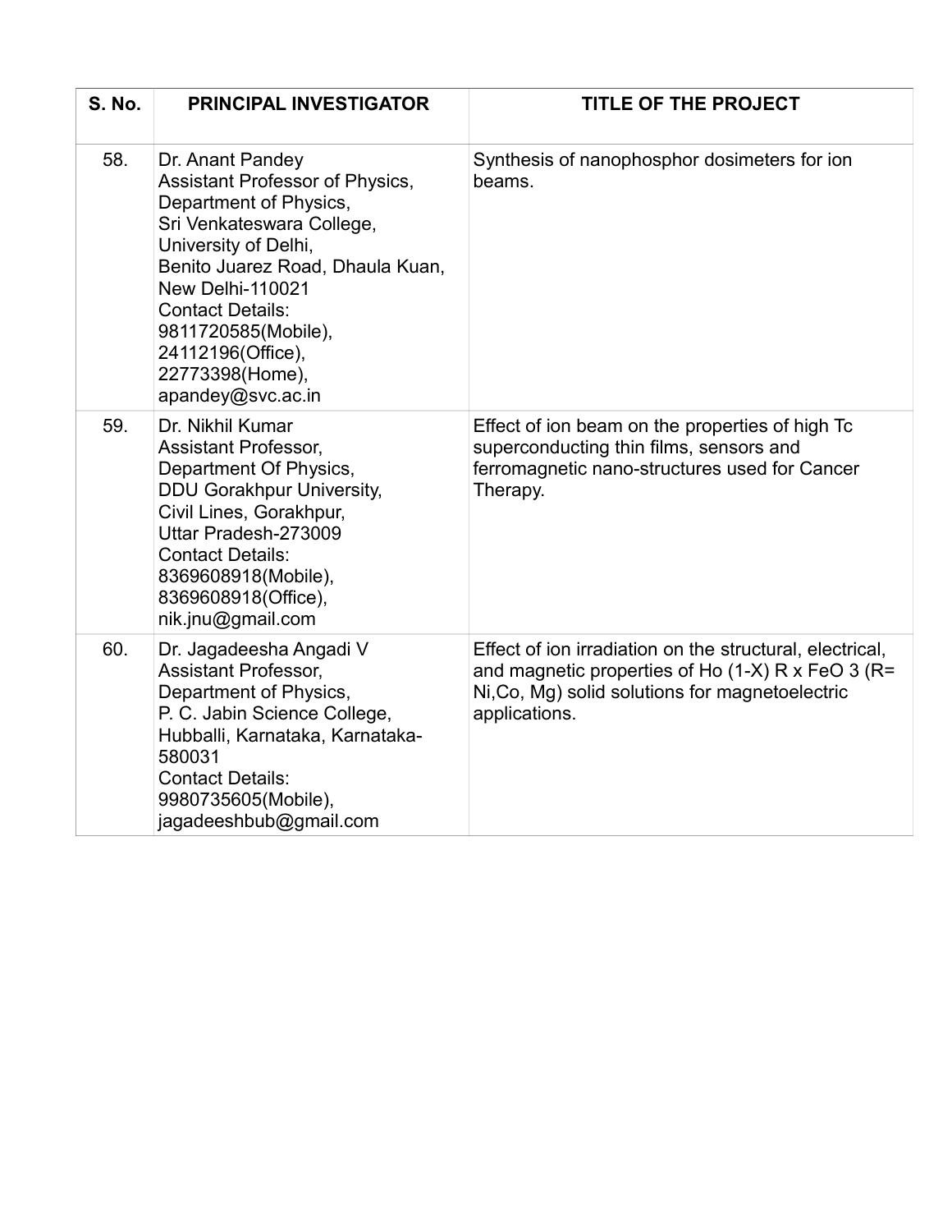| S. No. | PRINCIPAL INVESTIGATOR | TITLE OF THE PROJECT |
|---|---|---|
| 58. | Dr. Anant Pandey<br>Assistant Professor of Physics,<br>Department of Physics,<br>Sri Venkateswara College,<br>University of Delhi,<br>Benito Juarez Road, Dhaula Kuan,<br>New Delhi-110021<br>Contact Details:<br>9811720585(Mobile),<br>24112196(Office),<br>22773398(Home),<br>apandey@svc.ac.in | Synthesis of nanophosphor dosimeters for ion beams. |
| 59. | Dr. Nikhil Kumar<br>Assistant Professor,<br>Department Of Physics,<br>DDU Gorakhpur University,<br>Civil Lines, Gorakhpur,<br>Uttar Pradesh-273009<br>Contact Details:<br>8369608918(Mobile),<br>8369608918(Office),<br>nik.jnu@gmail.com | Effect of ion beam on the properties of high Tc superconducting thin films, sensors and ferromagnetic nano-structures used for Cancer Therapy. |
| 60. | Dr. Jagadeesha Angadi V<br>Assistant Professor,<br>Department of Physics,<br>P. C. Jabin Science College,<br>Hubballi, Karnataka, Karnataka-580031<br>Contact Details:<br>9980735605(Mobile),<br>jagadeeshbub@gmail.com | Effect of ion irradiation on the structural, electrical, and magnetic properties of $Ho_{(1-X)}R_xFeO_3$ (R= Ni,Co, Mg) solid solutions for magnetoelectric applications. |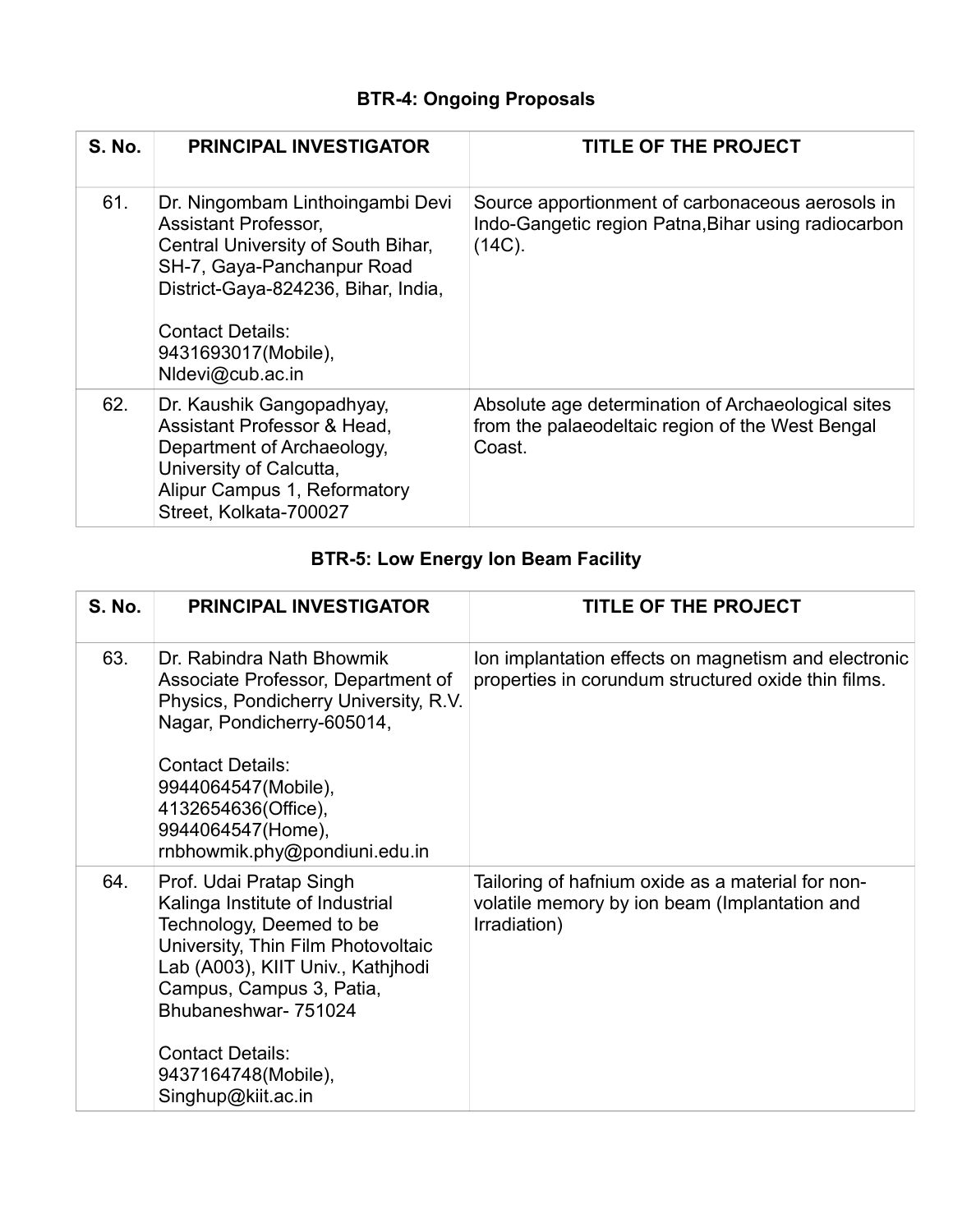## BTR-4: Ongoing Proposals

| S. No. | PRINCIPAL INVESTIGATOR | TITLE OF THE PROJECT |
|---|---|---|
| 61. | Dr. Ningombam Linthoingambi Devi Assistant Professor, Central University of South Bihar, SH-7, Gaya-Panchanpur Road District-Gaya-824236, Bihar, India,<br><br>Contact Details: 9431693017(Mobile), Nldevi@cub.ac.in | Source apportionment of carbonaceous aerosols in Indo-Gangetic region Patna,Bihar using radiocarbon (14C). |
| 62. | Dr. Kaushik Gangopadhyay, Assistant Professor & Head, Department of Archaeology, University of Calcutta, Alipur Campus 1, Reformatory Street, Kolkata-700027 | Absolute age determination of Archaeological sites from the palaeodeltaic region of the West Bengal Coast. |

## BTR-5: Low Energy Ion Beam Facility

| S. No. | PRINCIPAL INVESTIGATOR | TITLE OF THE PROJECT |
|---|---|---|
| 63. | Dr. Rabindra Nath Bhowmik Associate Professor, Department of Physics, Pondicherry University, R.V. Nagar, Pondicherry-605014,<br><br>Contact Details: 9944064547(Mobile), 4132654636(Office), 9944064547(Home), rnbhowmik.phy@pondiuni.edu.in | Ion implantation effects on magnetism and electronic properties in corundum structured oxide thin films. |
| 64. | Prof. Udai Pratap Singh Kalinga Institute of Industrial Technology, Deemed to be University, Thin Film Photovoltaic Lab (A003), KIIT Univ., Kathjhodi Campus, Campus 3, Patia, Bhubaneshwar- 751024<br><br>Contact Details: 9437164748(Mobile), Singhup@kiit.ac.in | Tailoring of hafnium oxide as a material for non-volatile memory by ion beam (Implantation and Irradiation) |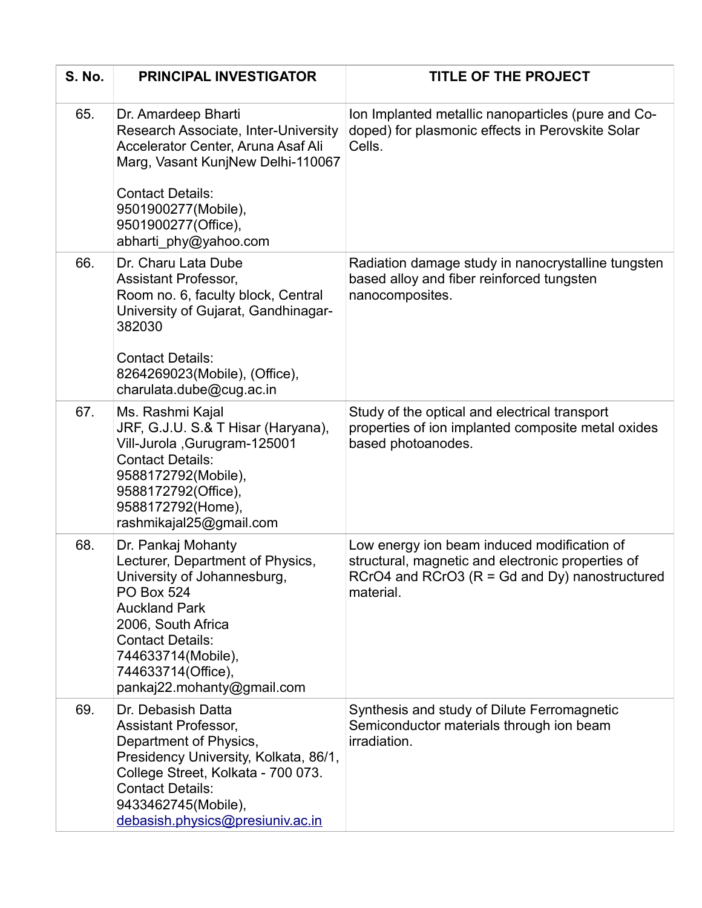| S. No. | PRINCIPAL INVESTIGATOR | TITLE OF THE PROJECT |
|---|---|---|
| 65. | Dr. Amardeep Bharti<br>Research Associate, Inter-University Accelerator Center, Aruna Asaf Ali Marg, Vasant KunjNew Delhi-110067<br><br>Contact Details:<br>9501900277(Mobile),<br>9501900277(Office),<br>abharti_phy@yahoo.com | Ion Implanted metallic nanoparticles (pure and Co-doped) for plasmonic effects in Perovskite Solar Cells. |
| 66. | Dr. Charu Lata Dube<br>Assistant Professor,<br>Room no. 6, faculty block, Central University of Gujarat, Gandhinagar-382030<br><br>Contact Details:<br>8264269023(Mobile), (Office),<br>charulata.dube@cug.ac.in | Radiation damage study in nanocrystalline tungsten based alloy and fiber reinforced tungsten nanocomposites. |
| 67. | Ms. Rashmi Kajal<br>JRF, G.J.U. S.& T Hisar (Haryana), Vill-Jurola ,Gurugram-125001<br>Contact Details:<br>9588172792(Mobile),<br>9588172792(Office),<br>9588172792(Home),<br>rashmikajal25@gmail.com | Study of the optical and electrical transport properties of ion implanted composite metal oxides based photoanodes. |
| 68. | Dr. Pankaj Mohanty<br>Lecturer, Department of Physics, University of Johannesburg,<br>PO Box 524<br>Auckland Park<br>2006, South Africa<br>Contact Details:<br>744633714(Mobile),<br>744633714(Office),<br>pankaj22.mohanty@gmail.com | Low energy ion beam induced modification of structural, magnetic and electronic properties of $RCrO_4$ and $RCrO_3$ (R = Gd and Dy) nanostructured material. |
| 69. | Dr. Debasish Datta<br>Assistant Professor,<br>Department of Physics,<br>Presidency University, Kolkata, 86/1, College Street, Kolkata - 700 073.<br>Contact Details:<br>9433462745(Mobile),<br>debasish.physics@presiuniv.ac.in | Synthesis and study of Dilute Ferromagnetic Semiconductor materials through ion beam irradiation. |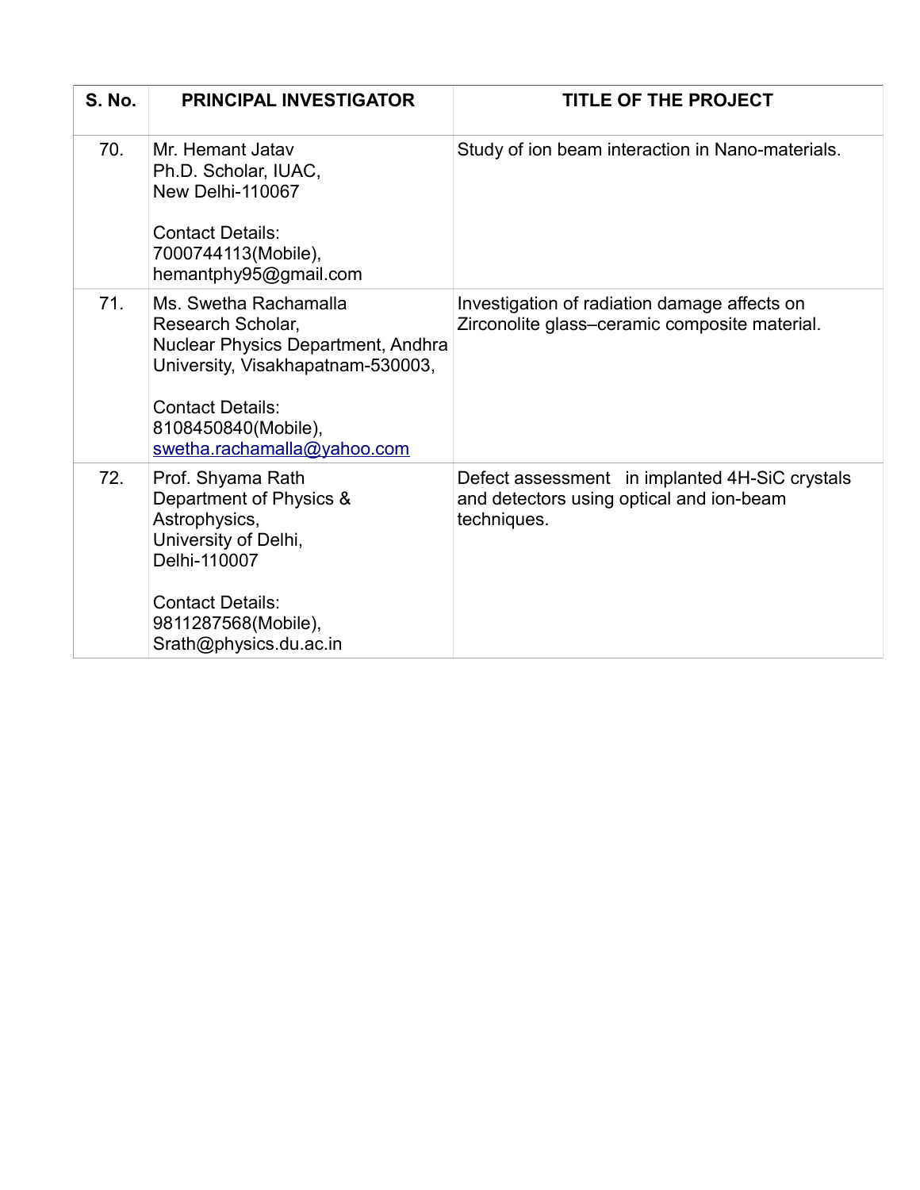| S. No. | PRINCIPAL INVESTIGATOR | TITLE OF THE PROJECT |
|---|---|---|
| 70. | Mr. Hemant Jatav<br>Ph.D. Scholar, IUAC,<br>New Delhi-110067<br><br>Contact Details:<br>7000744113(Mobile),<br>hemantphy95@gmail.com | Study of ion beam interaction in Nano-materials. |
| 71. | Ms. Swetha Rachamalla<br>Research Scholar,<br>Nuclear Physics Department, Andhra University, Visakhapatnam-530003,<br><br>Contact Details:<br>8108450840(Mobile),<br>swetha.rachamalla@yahoo.com | Investigation of radiation damage affects on Zirconolite glass–ceramic composite material. |
| 72. | Prof. Shyama Rath<br>Department of Physics & Astrophysics,<br>University of Delhi,<br>Delhi-110007<br><br>Contact Details:<br>9811287568(Mobile),<br>Srath@physics.du.ac.in | Defect assessment in implanted 4H-SiC crystals and detectors using optical and ion-beam techniques. |